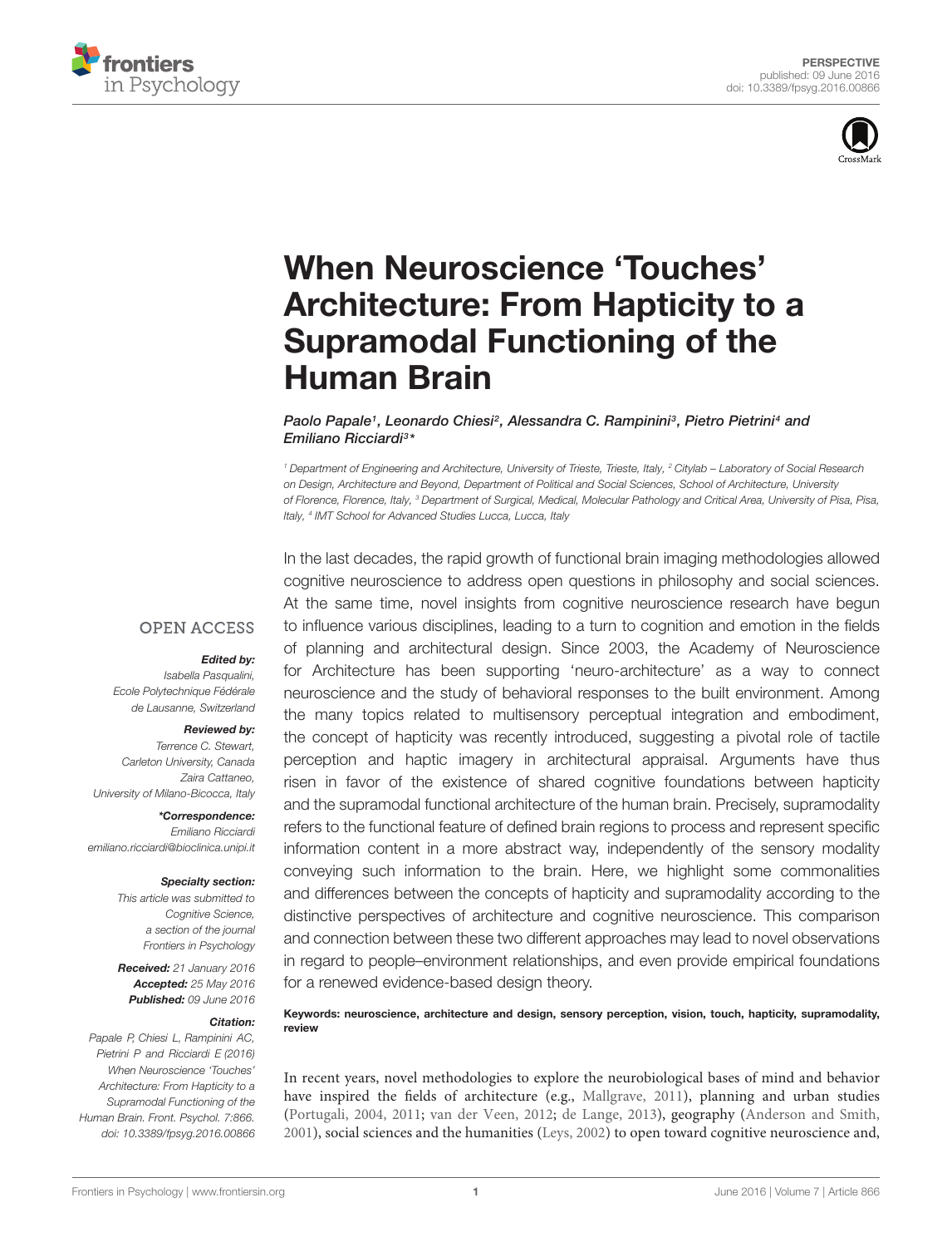PERSPECTIVE
published: 09 June 2016
doi: 10.3389/fpsyg.2016.00866

# When Neuroscience 'Touches' Architecture: From Hapticity to a Supramodal Functioning of the Human Brain

*Paolo Papale[1], Leonardo Chiesi[2], Alessandra C. Rampinini[3], Pietro Pietrini[4] and Emiliano Ricciardi[3]\**

[1] Department of Engineering and Architecture, University of Trieste, Trieste, Italy, [2] Citylab – Laboratory of Social Research on Design, Architecture and Beyond, Department of Political and Social Sciences, School of Architecture, University of Florence, Florence, Italy, [3] Department of Surgical, Medical, Molecular Pathology and Critical Area, University of Pisa, Pisa, Italy, [4] IMT School for Advanced Studies Lucca, Lucca, Italy

OPEN ACCESS

***Edited by:***
Isabella Pasqualini,
Ecole Polytechnique Fédérale de Lausanne, Switzerland

***Reviewed by:***
Terrence C. Stewart,
Carleton University, Canada
Zaira Cattaneo,
University of Milano-Bicocca, Italy

***\*Correspondence:***
Emiliano Ricciardi
emiliano.ricciardi@bioclinica.unipi.it

***Specialty section:***
This article was submitted to Cognitive Science, a section of the journal Frontiers in Psychology

***Received:*** 21 January 2016
***Accepted:*** 25 May 2016
***Published:*** 09 June 2016

***Citation:***
Papale P, Chiesi L, Rampinini AC, Pietrini P and Ricciardi E (2016) When Neuroscience 'Touches' Architecture: From Hapticity to a Supramodal Functioning of the Human Brain. Front. Psychol. 7:866. doi: 10.3389/fpsyg.2016.00866

In the last decades, the rapid growth of functional brain imaging methodologies allowed cognitive neuroscience to address open questions in philosophy and social sciences. At the same time, novel insights from cognitive neuroscience research have begun to influence various disciplines, leading to a turn to cognition and emotion in the fields of planning and architectural design. Since 2003, the Academy of Neuroscience for Architecture has been supporting 'neuro-architecture' as a way to connect neuroscience and the study of behavioral responses to the built environment. Among the many topics related to multisensory perceptual integration and embodiment, the concept of hapticity was recently introduced, suggesting a pivotal role of tactile perception and haptic imagery in architectural appraisal. Arguments have thus risen in favor of the existence of shared cognitive foundations between hapticity and the supramodal functional architecture of the human brain. Precisely, supramodality refers to the functional feature of defined brain regions to process and represent specific information content in a more abstract way, independently of the sensory modality conveying such information to the brain. Here, we highlight some commonalities and differences between the concepts of hapticity and supramodality according to the distinctive perspectives of architecture and cognitive neuroscience. This comparison and connection between these two different approaches may lead to novel observations in regard to people–environment relationships, and even provide empirical foundations for a renewed evidence-based design theory.

**Keywords: neuroscience, architecture and design, sensory perception, vision, touch, hapticity, supramodality, review**

In recent years, novel methodologies to explore the neurobiological bases of mind and behavior have inspired the fields of architecture (e.g., Mallgrave, 2011), planning and urban studies (Portugali, 2004, 2011; van der Veen, 2012; de Lange, 2013), geography (Anderson and Smith, 2001), social sciences and the humanities (Leys, 2002) to open toward cognitive neuroscience and,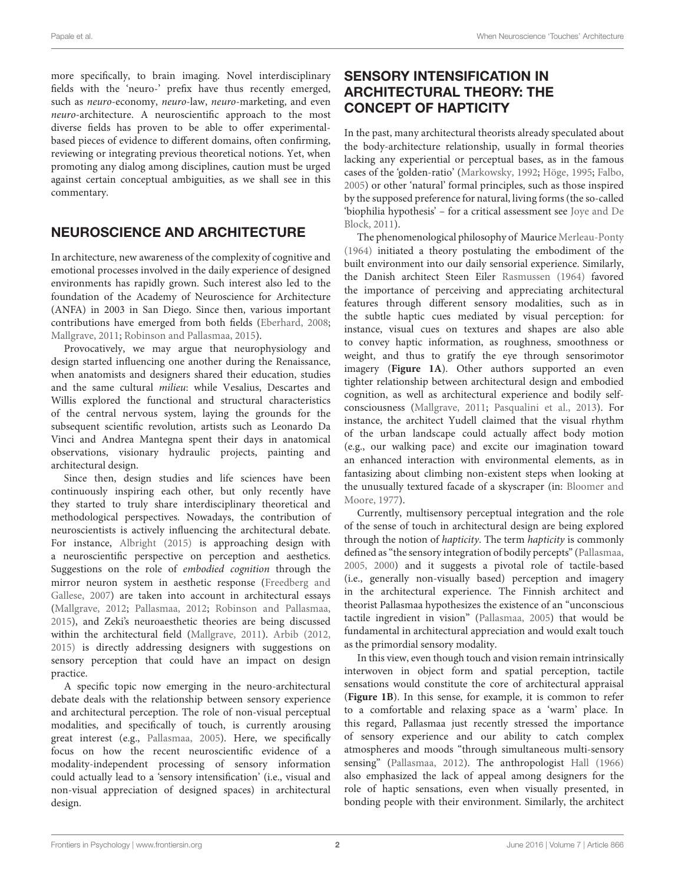more specifically, to brain imaging. Novel interdisciplinary fields with the 'neuro-' prefix have thus recently emerged, such as *neuro*-economy, *neuro*-law, *neuro*-marketing, and even *neuro*-architecture. A neuroscientific approach to the most diverse fields has proven to be able to offer experimental-based pieces of evidence to different domains, often confirming, reviewing or integrating previous theoretical notions. Yet, when promoting any dialog among disciplines, caution must be urged against certain conceptual ambiguities, as we shall see in this commentary.

## NEUROSCIENCE AND ARCHITECTURE

In architecture, new awareness of the complexity of cognitive and emotional processes involved in the daily experience of designed environments has rapidly grown. Such interest also led to the foundation of the Academy of Neuroscience for Architecture (ANFA) in 2003 in San Diego. Since then, various important contributions have emerged from both fields (Eberhard, 2008; Mallgrave, 2011; Robinson and Pallasmaa, 2015).

Provocatively, we may argue that neurophysiology and design started influencing one another during the Renaissance, when anatomists and designers shared their education, studies and the same cultural *milieu*: while Vesalius, Descartes and Willis explored the functional and structural characteristics of the central nervous system, laying the grounds for the subsequent scientific revolution, artists such as Leonardo Da Vinci and Andrea Mantegna spent their days in anatomical observations, visionary hydraulic projects, painting and architectural design.

Since then, design studies and life sciences have been continuously inspiring each other, but only recently have they started to truly share interdisciplinary theoretical and methodological perspectives. Nowadays, the contribution of neuroscientists is actively influencing the architectural debate. For instance, Albright (2015) is approaching design with a neuroscientific perspective on perception and aesthetics. Suggestions on the role of *embodied cognition* through the mirror neuron system in aesthetic response (Freedberg and Gallese, 2007) are taken into account in architectural essays (Mallgrave, 2012; Pallasmaa, 2012; Robinson and Pallasmaa, 2015), and Zeki's neuroaesthetic theories are being discussed within the architectural field (Mallgrave, 2011). Arbib (2012, 2015) is directly addressing designers with suggestions on sensory perception that could have an impact on design practice.

A specific topic now emerging in the neuro-architectural debate deals with the relationship between sensory experience and architectural perception. The role of non-visual perceptual modalities, and specifically of touch, is currently arousing great interest (e.g., Pallasmaa, 2005). Here, we specifically focus on how the recent neuroscientific evidence of a modality-independent processing of sensory information could actually lead to a 'sensory intensification' (i.e., visual and non-visual appreciation of designed spaces) in architectural design.

## SENSORY INTENSIFICATION IN ARCHITECTURAL THEORY: THE CONCEPT OF HAPTICITY

In the past, many architectural theorists already speculated about the body-architecture relationship, usually in formal theories lacking any experiential or perceptual bases, as in the famous cases of the 'golden-ratio' (Markowsky, 1992; Höge, 1995; Falbo, 2005) or other 'natural' formal principles, such as those inspired by the supposed preference for natural, living forms (the so-called 'biophilia hypothesis' – for a critical assessment see Joye and De Block, 2011).

The phenomenological philosophy of Maurice Merleau-Ponty (1964) initiated a theory postulating the embodiment of the built environment into our daily sensorial experience. Similarly, the Danish architect Steen Eiler Rasmussen (1964) favored the importance of perceiving and appreciating architectural features through different sensory modalities, such as in the subtle haptic cues mediated by visual perception: for instance, visual cues on textures and shapes are also able to convey haptic information, as roughness, smoothness or weight, and thus to gratify the eye through sensorimotor imagery (**Figure 1A**). Other authors supported an even tighter relationship between architectural design and embodied cognition, as well as architectural experience and bodily self-consciousness (Mallgrave, 2011; Pasqualini et al., 2013). For instance, the architect Yudell claimed that the visual rhythm of the urban landscape could actually affect body motion (e.g., our walking pace) and excite our imagination toward an enhanced interaction with environmental elements, as in fantasizing about climbing non-existent steps when looking at the unusually textured facade of a skyscraper (in: Bloomer and Moore, 1977).

Currently, multisensory perceptual integration and the role of the sense of touch in architectural design are being explored through the notion of *hapticity*. The term *hapticity* is commonly defined as "the sensory integration of bodily percepts" (Pallasmaa, 2005, 2000) and it suggests a pivotal role of tactile-based (i.e., generally non-visually based) perception and imagery in the architectural experience. The Finnish architect and theorist Pallasmaa hypothesizes the existence of an "unconscious tactile ingredient in vision" (Pallasmaa, 2005) that would be fundamental in architectural appreciation and would exalt touch as the primordial sensory modality.

In this view, even though touch and vision remain intrinsically interwoven in object form and spatial perception, tactile sensations would constitute the core of architectural appraisal (**Figure 1B**). In this sense, for example, it is common to refer to a comfortable and relaxing space as a 'warm' place. In this regard, Pallasmaa just recently stressed the importance of sensory experience and our ability to catch complex atmospheres and moods "through simultaneous multi-sensory sensing" (Pallasmaa, 2012). The anthropologist Hall (1966) also emphasized the lack of appeal among designers for the role of haptic sensations, even when visually presented, in bonding people with their environment. Similarly, the architect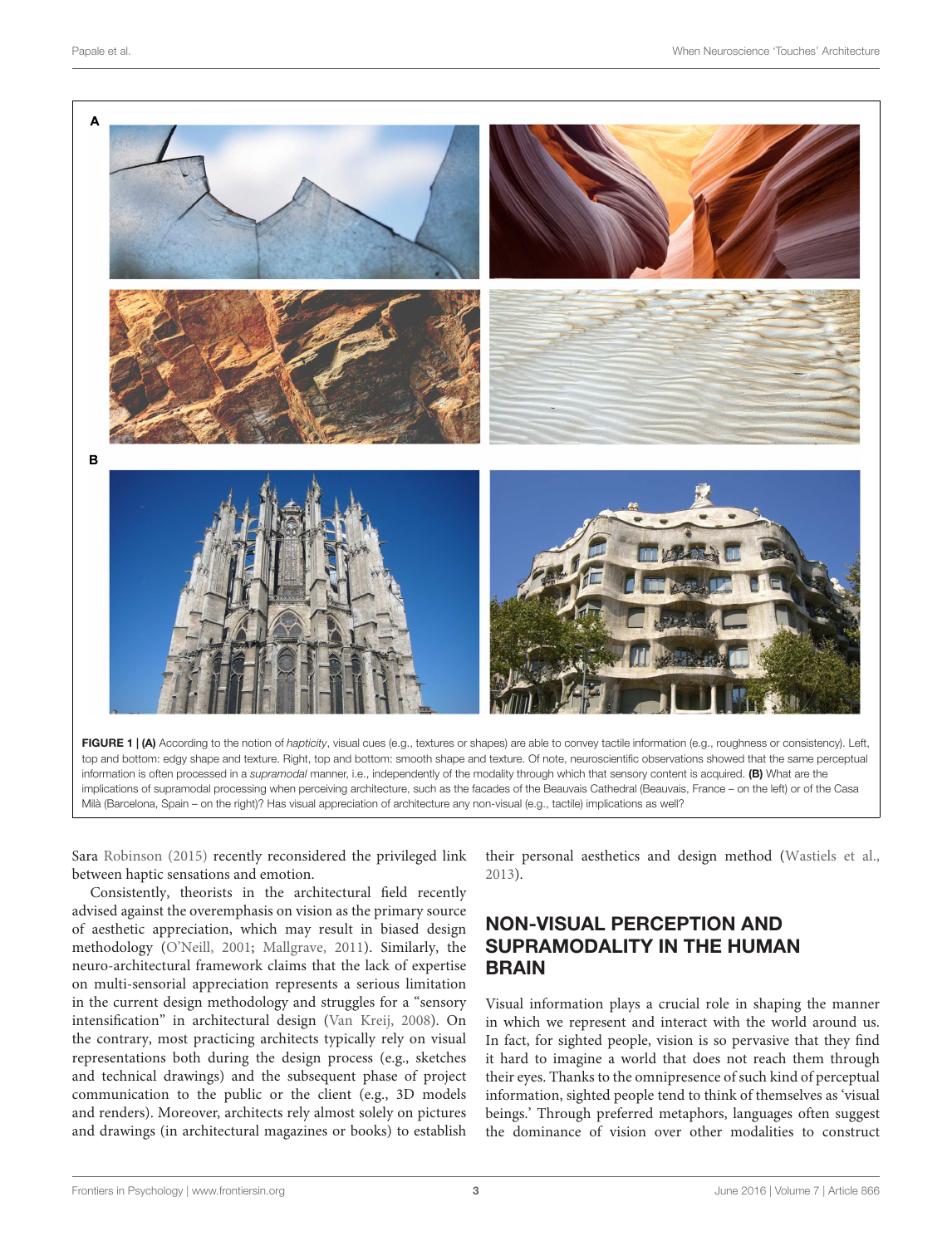**FIGURE 1 | (A)** According to the notion of *hapticity*, visual cues (e.g., textures or shapes) are able to convey tactile information (e.g., roughness or consistency). Left, top and bottom: edgy shape and texture. Right, top and bottom: smooth shape and texture. Of note, neuroscientific observations showed that the same perceptual information is often processed in a *supramodal* manner, i.e., independently of the modality through which that sensory content is acquired. **(B)** What are the implications of supramodal processing when perceiving architecture, such as the facades of the Beauvais Cathedral (Beauvais, France – on the left) or of the Casa Milà (Barcelona, Spain – on the right)? Has visual appreciation of architecture any non-visual (e.g., tactile) implications as well?

Sara Robinson (2015) recently reconsidered the privileged link between haptic sensations and emotion.

Consistently, theorists in the architectural field recently advised against the overemphasis on vision as the primary source of aesthetic appreciation, which may result in biased design methodology (O'Neill, 2001; Mallgrave, 2011). Similarly, the neuro-architectural framework claims that the lack of expertise on multi-sensorial appreciation represents a serious limitation in the current design methodology and struggles for a "sensory intensification" in architectural design (Van Kreij, 2008). On the contrary, most practicing architects typically rely on visual representations both during the design process (e.g., sketches and technical drawings) and the subsequent phase of project communication to the public or the client (e.g., 3D models and renders). Moreover, architects rely almost solely on pictures and drawings (in architectural magazines or books) to establish their personal aesthetics and design method (Wastiels et al., 2013).

## NON-VISUAL PERCEPTION AND SUPRAMODALITY IN THE HUMAN BRAIN

Visual information plays a crucial role in shaping the manner in which we represent and interact with the world around us. In fact, for sighted people, vision is so pervasive that they find it hard to imagine a world that does not reach them through their eyes. Thanks to the omnipresence of such kind of perceptual information, sighted people tend to think of themselves as 'visual beings.' Through preferred metaphors, languages often suggest the dominance of vision over other modalities to construct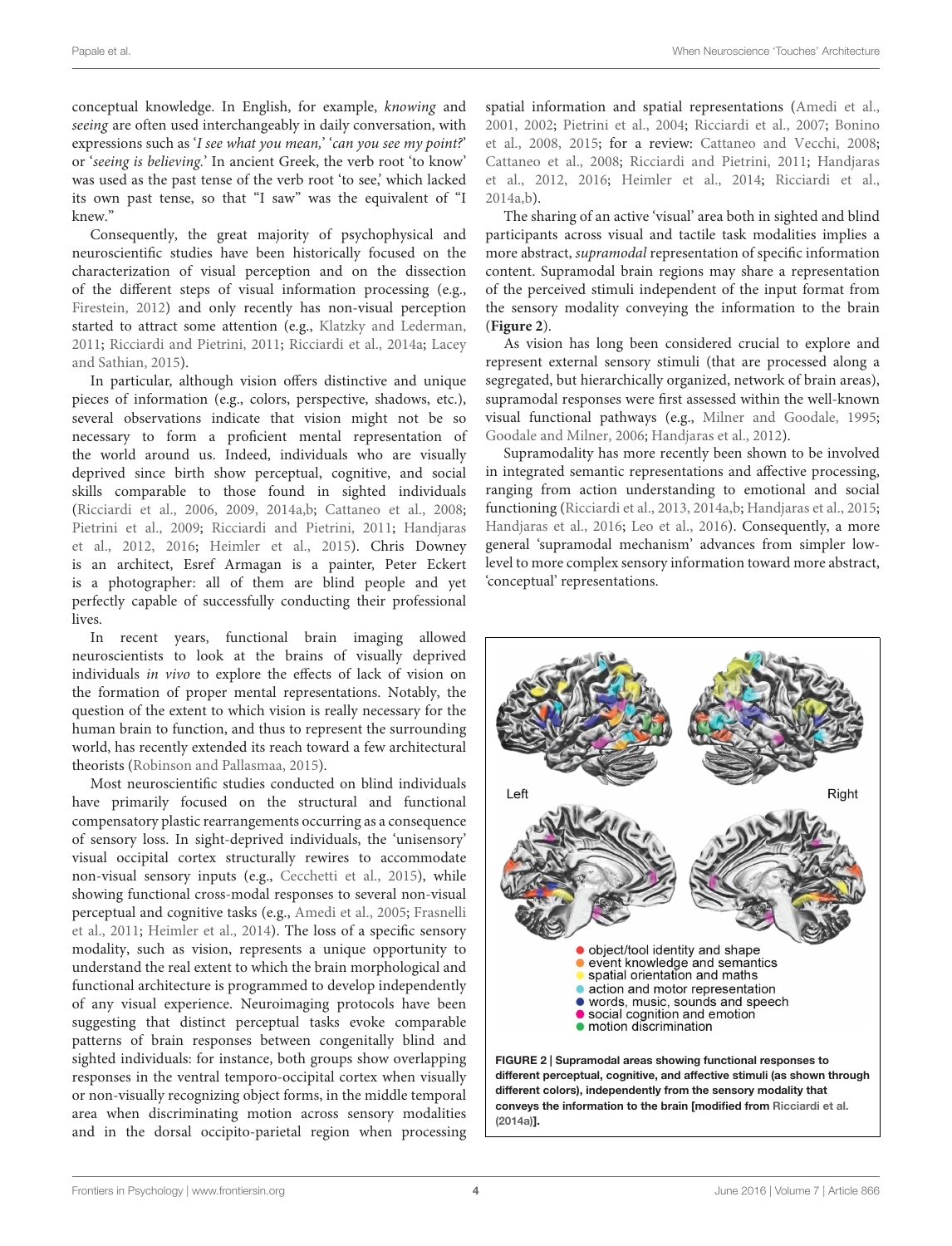conceptual knowledge. In English, for example, *knowing* and *seeing* are often used interchangeably in daily conversation, with expressions such as '*I see what you mean,*' '*can you see my point?*' or '*seeing is believing.*' In ancient Greek, the verb root 'to know' was used as the past tense of the verb root 'to see,' which lacked its own past tense, so that "I saw" was the equivalent of "I knew."

Consequently, the great majority of psychophysical and neuroscientific studies have been historically focused on the characterization of visual perception and on the dissection of the different steps of visual information processing (e.g., Firestein, 2012) and only recently has non-visual perception started to attract some attention (e.g., Klatzky and Lederman, 2011; Ricciardi and Pietrini, 2011; Ricciardi et al., 2014a; Lacey and Sathian, 2015).

In particular, although vision offers distinctive and unique pieces of information (e.g., colors, perspective, shadows, etc.), several observations indicate that vision might not be so necessary to form a proficient mental representation of the world around us. Indeed, individuals who are visually deprived since birth show perceptual, cognitive, and social skills comparable to those found in sighted individuals (Ricciardi et al., 2006, 2009, 2014a,b; Cattaneo et al., 2008; Pietrini et al., 2009; Ricciardi and Pietrini, 2011; Handjaras et al., 2012, 2016; Heimler et al., 2015). Chris Downey is an architect, Esref Armagan is a painter, Peter Eckert is a photographer: all of them are blind people and yet perfectly capable of successfully conducting their professional lives.

In recent years, functional brain imaging allowed neuroscientists to look at the brains of visually deprived individuals *in vivo* to explore the effects of lack of vision on the formation of proper mental representations. Notably, the question of the extent to which vision is really necessary for the human brain to function, and thus to represent the surrounding world, has recently extended its reach toward a few architectural theorists (Robinson and Pallasmaa, 2015).

Most neuroscientific studies conducted on blind individuals have primarily focused on the structural and functional compensatory plastic rearrangements occurring as a consequence of sensory loss. In sight-deprived individuals, the 'unisensory' visual occipital cortex structurally rewires to accommodate non-visual sensory inputs (e.g., Cecchetti et al., 2015), while showing functional cross-modal responses to several non-visual perceptual and cognitive tasks (e.g., Amedi et al., 2005; Frasnelli et al., 2011; Heimler et al., 2014). The loss of a specific sensory modality, such as vision, represents a unique opportunity to understand the real extent to which the brain morphological and functional architecture is programmed to develop independently of any visual experience. Neuroimaging protocols have been suggesting that distinct perceptual tasks evoke comparable patterns of brain responses between congenitally blind and sighted individuals: for instance, both groups show overlapping responses in the ventral temporo-occipital cortex when visually or non-visually recognizing object forms, in the middle temporal area when discriminating motion across sensory modalities and in the dorsal occipito-parietal region when processing spatial information and spatial representations (Amedi et al., 2001, 2002; Pietrini et al., 2004; Ricciardi et al., 2007; Bonino et al., 2008, 2015; for a review: Cattaneo and Vecchi, 2008; Cattaneo et al., 2008; Ricciardi and Pietrini, 2011; Handjaras et al., 2012, 2016; Heimler et al., 2014; Ricciardi et al., 2014a,b).

The sharing of an active 'visual' area both in sighted and blind participants across visual and tactile task modalities implies a more abstract, *supramodal* representation of specific information content. Supramodal brain regions may share a representation of the perceived stimuli independent of the input format from the sensory modality conveying the information to the brain (**Figure 2**).

As vision has long been considered crucial to explore and represent external sensory stimuli (that are processed along a segregated, but hierarchically organized, network of brain areas), supramodal responses were first assessed within the well-known visual functional pathways (e.g., Milner and Goodale, 1995; Goodale and Milner, 2006; Handjaras et al., 2012).

Supramodality has more recently been shown to be involved in integrated semantic representations and affective processing, ranging from action understanding to emotional and social functioning (Ricciardi et al., 2013, 2014a,b; Handjaras et al., 2015; Handjaras et al., 2016; Leo et al., 2016). Consequently, a more general 'supramodal mechanism' advances from simpler low-level to more complex sensory information toward more abstract, 'conceptual' representations.

**FIGURE 2 | Supramodal areas showing functional responses to different perceptual, cognitive, and affective stimuli (as shown through different colors), independently from the sensory modality that conveys the information to the brain [modified from Ricciardi et al. (2014a)].**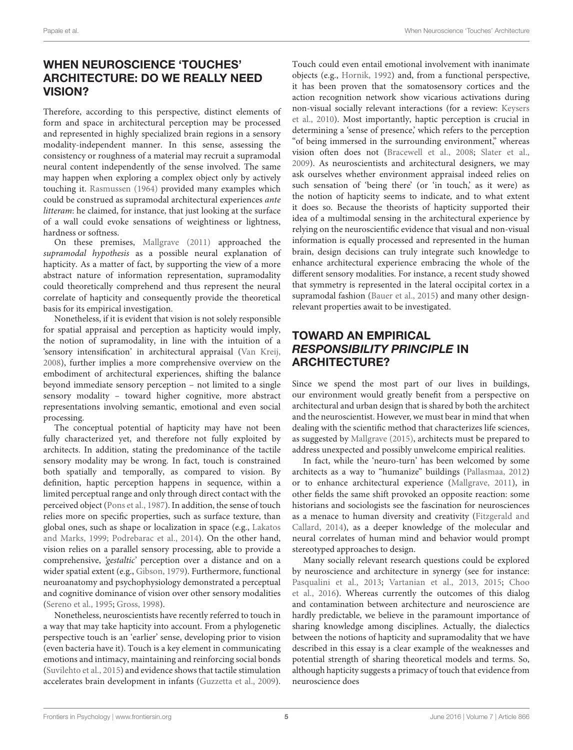## WHEN NEUROSCIENCE 'TOUCHES' ARCHITECTURE: DO WE REALLY NEED VISION?

Therefore, according to this perspective, distinct elements of form and space in architectural perception may be processed and represented in highly specialized brain regions in a sensory modality-independent manner. In this sense, assessing the consistency or roughness of a material may recruit a supramodal neural content independently of the sense involved. The same may happen when exploring a complex object only by actively touching it. Rasmussen (1964) provided many examples which could be construed as supramodal architectural experiences *ante litteram*: he claimed, for instance, that just looking at the surface of a wall could evoke sensations of weightiness or lightness, hardness or softness.

On these premises, Mallgrave (2011) approached the *supramodal hypothesis* as a possible neural explanation of hapticity. As a matter of fact, by supporting the view of a more abstract nature of information representation, supramodality could theoretically comprehend and thus represent the neural correlate of hapticity and consequently provide the theoretical basis for its empirical investigation.

Nonetheless, if it is evident that vision is not solely responsible for spatial appraisal and perception as hapticity would imply, the notion of supramodality, in line with the intuition of a 'sensory intensification' in architectural appraisal (Van Kreij, 2008), further implies a more comprehensive overview on the embodiment of architectural experiences, shifting the balance beyond immediate sensory perception – not limited to a single sensory modality – toward higher cognitive, more abstract representations involving semantic, emotional and even social processing.

The conceptual potential of hapticity may have not been fully characterized yet, and therefore not fully exploited by architects. In addition, stating the predominance of the tactile sensory modality may be wrong. In fact, touch is constrained both spatially and temporally, as compared to vision. By definition, haptic perception happens in sequence, within a limited perceptual range and only through direct contact with the perceived object (Pons et al., 1987). In addition, the sense of touch relies more on specific properties, such as surface texture, than global ones, such as shape or localization in space (e.g., Lakatos and Marks, 1999; Podrebarac et al., 2014). On the other hand, vision relies on a parallel sensory processing, able to provide a comprehensive, *'gestaltic'* perception over a distance and on a wider spatial extent (e.g., Gibson, 1979). Furthermore, functional neuroanatomy and psychophysiology demonstrated a perceptual and cognitive dominance of vision over other sensory modalities (Sereno et al., 1995; Gross, 1998).

Nonetheless, neuroscientists have recently referred to touch in a way that may take hapticity into account. From a phylogenetic perspective touch is an 'earlier' sense, developing prior to vision (even bacteria have it). Touch is a key element in communicating emotions and intimacy, maintaining and reinforcing social bonds (Suvilehto et al., 2015) and evidence shows that tactile stimulation accelerates brain development in infants (Guzzetta et al., 2009). Touch could even entail emotional involvement with inanimate objects (e.g., Hornik, 1992) and, from a functional perspective, it has been proven that the somatosensory cortices and the action recognition network show vicarious activations during non-visual socially relevant interactions (for a review: Keysers et al., 2010). Most importantly, haptic perception is crucial in determining a 'sense of presence,' which refers to the perception "of being immersed in the surrounding environment," whereas vision often does not (Bracewell et al., 2008; Slater et al., 2009). As neuroscientists and architectural designers, we may ask ourselves whether environment appraisal indeed relies on such sensation of 'being there' (or 'in touch,' as it were) as the notion of hapticity seems to indicate, and to what extent it does so. Because the theorists of hapticity supported their idea of a multimodal sensing in the architectural experience by relying on the neuroscientific evidence that visual and non-visual information is equally processed and represented in the human brain, design decisions can truly integrate such knowledge to enhance architectural experience embracing the whole of the different sensory modalities. For instance, a recent study showed that symmetry is represented in the lateral occipital cortex in a supramodal fashion (Bauer et al., 2015) and many other design-relevant properties await to be investigated.

## TOWARD AN EMPIRICAL *RESPONSIBILITY PRINCIPLE* IN ARCHITECTURE?

Since we spend the most part of our lives in buildings, our environment would greatly benefit from a perspective on architectural and urban design that is shared by both the architect and the neuroscientist. However, we must bear in mind that when dealing with the scientific method that characterizes life sciences, as suggested by Mallgrave (2015), architects must be prepared to address unexpected and possibly unwelcome empirical realities.

In fact, while the 'neuro-turn' has been welcomed by some architects as a way to "humanize" buildings (Pallasmaa, 2012) or to enhance architectural experience (Mallgrave, 2011), in other fields the same shift provoked an opposite reaction: some historians and sociologists see the fascination for neurosciences as a menace to human diversity and creativity (Fitzgerald and Callard, 2014), as a deeper knowledge of the molecular and neural correlates of human mind and behavior would prompt stereotyped approaches to design.

Many socially relevant research questions could be explored by neuroscience and architecture in synergy (see for instance: Pasqualini et al., 2013; Vartanian et al., 2013, 2015; Choo et al., 2016). Whereas currently the outcomes of this dialog and contamination between architecture and neuroscience are hardly predictable, we believe in the paramount importance of sharing knowledge among disciplines. Actually, the dialectics between the notions of hapticity and supramodality that we have described in this essay is a clear example of the weaknesses and potential strength of sharing theoretical models and terms. So, although hapticity suggests a primacy of touch that evidence from neuroscience does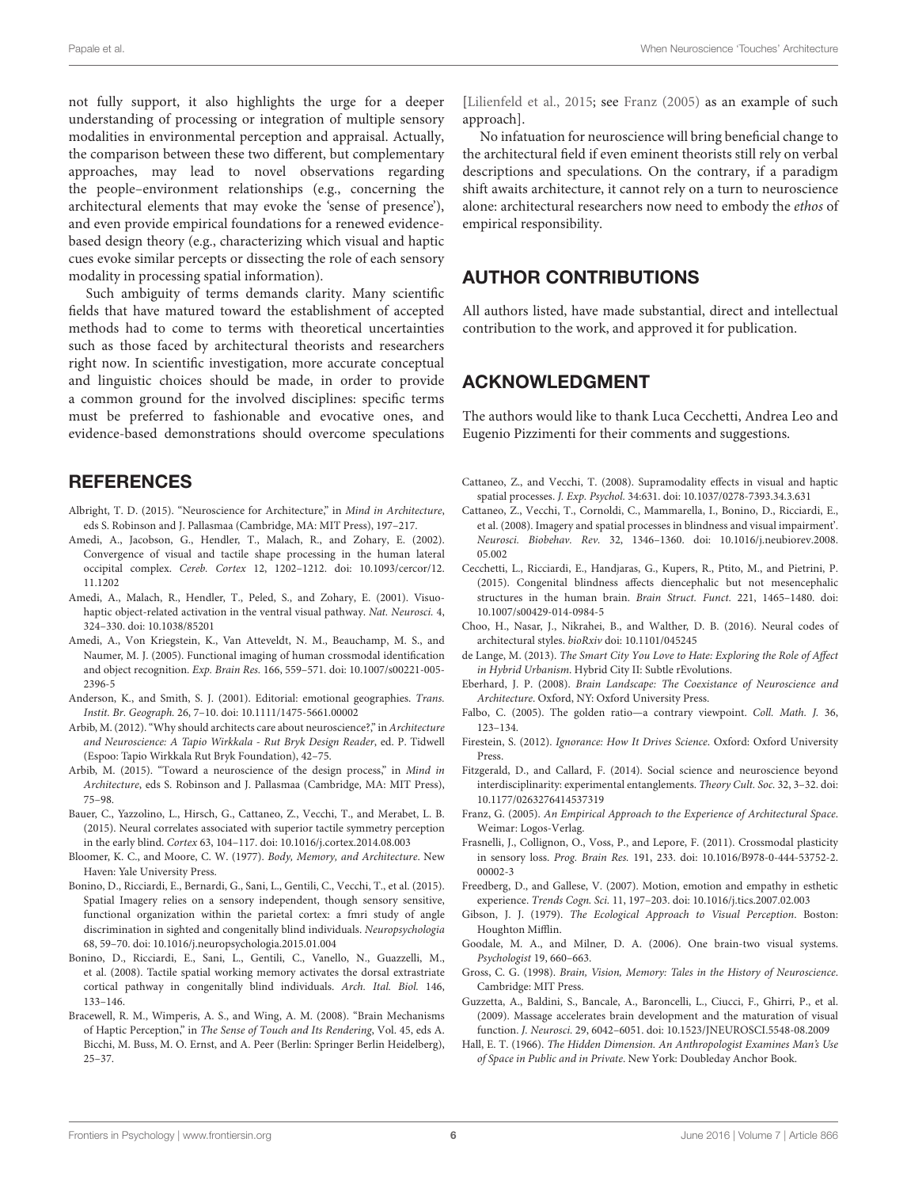not fully support, it also highlights the urge for a deeper understanding of processing or integration of multiple sensory modalities in environmental perception and appraisal. Actually, the comparison between these two different, but complementary approaches, may lead to novel observations regarding the people–environment relationships (e.g., concerning the architectural elements that may evoke the 'sense of presence'), and even provide empirical foundations for a renewed evidence-based design theory (e.g., characterizing which visual and haptic cues evoke similar percepts or dissecting the role of each sensory modality in processing spatial information).

Such ambiguity of terms demands clarity. Many scientific fields that have matured toward the establishment of accepted methods had to come to terms with theoretical uncertainties such as those faced by architectural theorists and researchers right now. In scientific investigation, more accurate conceptual and linguistic choices should be made, in order to provide a common ground for the involved disciplines: specific terms must be preferred to fashionable and evocative ones, and evidence-based demonstrations should overcome speculations [Lilienfeld et al., 2015; see Franz (2005) as an example of such approach].

No infatuation for neuroscience will bring beneficial change to the architectural field if even eminent theorists still rely on verbal descriptions and speculations. On the contrary, if a paradigm shift awaits architecture, it cannot rely on a turn to neuroscience alone: architectural researchers now need to embody the *ethos* of empirical responsibility.

## AUTHOR CONTRIBUTIONS

All authors listed, have made substantial, direct and intellectual contribution to the work, and approved it for publication.

## ACKNOWLEDGMENT

The authors would like to thank Luca Cecchetti, Andrea Leo and Eugenio Pizzimenti for their comments and suggestions.

## REFERENCES

Albright, T. D. (2015). "Neuroscience for Architecture," in *Mind in Architecture*, eds S. Robinson and J. Pallasmaa (Cambridge, MA: MIT Press), 197–217.

Amedi, A., Jacobson, G., Hendler, T., Malach, R., and Zohary, E. (2002). Convergence of visual and tactile shape processing in the human lateral occipital complex. *Cereb. Cortex* 12, 1202–1212. doi: 10.1093/cercor/12.11.1202

Amedi, A., Malach, R., Hendler, T., Peled, S., and Zohary, E. (2001). Visuo-haptic object-related activation in the ventral visual pathway. *Nat. Neurosci.* 4, 324–330. doi: 10.1038/85201

Amedi, A., Von Kriegstein, K., Van Atteveldt, N. M., Beauchamp, M. S., and Naumer, M. J. (2005). Functional imaging of human crossmodal identification and object recognition. *Exp. Brain Res.* 166, 559–571. doi: 10.1007/s00221-005-2396-5

Anderson, K., and Smith, S. J. (2001). Editorial: emotional geographies. *Trans. Instit. Br. Geograph.* 26, 7–10. doi: 10.1111/1475-5661.00002

Arbib, M. (2012). "Why should architects care about neuroscience?," in *Architecture and Neuroscience: A Tapio Wirkkala - Rut Bryk Design Reader*, ed. P. Tidwell (Espoo: Tapio Wirkkala Rut Bryk Foundation), 42–75.

Arbib, M. (2015). "Toward a neuroscience of the design process," in *Mind in Architecture*, eds S. Robinson and J. Pallasmaa (Cambridge, MA: MIT Press), 75–98.

Bauer, C., Yazzolino, L., Hirsch, G., Cattaneo, Z., Vecchi, T., and Merabet, L. B. (2015). Neural correlates associated with superior tactile symmetry perception in the early blind. *Cortex* 63, 104–117. doi: 10.1016/j.cortex.2014.08.003

Bloomer, K. C., and Moore, C. W. (1977). *Body, Memory, and Architecture*. New Haven: Yale University Press.

Bonino, D., Ricciardi, E., Bernardi, G., Sani, L., Gentili, C., Vecchi, T., et al. (2015). Spatial Imagery relies on a sensory independent, though sensory sensitive, functional organization within the parietal cortex: a fmri study of angle discrimination in sighted and congenitally blind individuals. *Neuropsychologia* 68, 59–70. doi: 10.1016/j.neuropsychologia.2015.01.004

Bonino, D., Ricciardi, E., Sani, L., Gentili, C., Vanello, N., Guazzelli, M., et al. (2008). Tactile spatial working memory activates the dorsal extrastriate cortical pathway in congenitally blind individuals. *Arch. Ital. Biol.* 146, 133–146.

Bracewell, R. M., Wimperis, A. S., and Wing, A. M. (2008). "Brain Mechanisms of Haptic Perception," in *The Sense of Touch and Its Rendering*, Vol. 45, eds A. Bicchi, M. Buss, M. O. Ernst, and A. Peer (Berlin: Springer Berlin Heidelberg), 25–37.

Cattaneo, Z., and Vecchi, T. (2008). Supramodality effects in visual and haptic spatial processes. *J. Exp. Psychol.* 34:631. doi: 10.1037/0278-7393.34.3.631

Cattaneo, Z., Vecchi, T., Cornoldi, C., Mammarella, I., Bonino, D., Ricciardi, E., et al. (2008). Imagery and spatial processes in blindness and visual impairment'. *Neurosci. Biobehav. Rev.* 32, 1346–1360. doi: 10.1016/j.neubiorev.2008.05.002

Cecchetti, L., Ricciardi, E., Handjaras, G., Kupers, R., Ptito, M., and Pietrini, P. (2015). Congenital blindness affects diencephalic but not mesencephalic structures in the human brain. *Brain Struct. Funct.* 221, 1465–1480. doi: 10.1007/s00429-014-0984-5

Choo, H., Nasar, J., Nikrahei, B., and Walther, D. B. (2016). Neural codes of architectural styles. *bioRxiv* doi: 10.1101/045245

de Lange, M. (2013). *The Smart City You Love to Hate: Exploring the Role of Affect in Hybrid Urbanism*. Hybrid City II: Subtle rEvolutions.

Eberhard, J. P. (2008). *Brain Landscape: The Coexistance of Neuroscience and Architecture*. Oxford, NY: Oxford University Press.

Falbo, C. (2005). The golden ratio—a contrary viewpoint. *Coll. Math. J.* 36, 123–134.

Firestein, S. (2012). *Ignorance: How It Drives Science*. Oxford: Oxford University Press.

Fitzgerald, D., and Callard, F. (2014). Social science and neuroscience beyond interdisciplinarity: experimental entanglements. *Theory Cult. Soc.* 32, 3–32. doi: 10.1177/0263276414537319

Franz, G. (2005). *An Empirical Approach to the Experience of Architectural Space*. Weimar: Logos-Verlag.

Frasnelli, J., Collignon, O., Voss, P., and Lepore, F. (2011). Crossmodal plasticity in sensory loss. *Prog. Brain Res.* 191, 233. doi: 10.1016/B978-0-444-53752-2.00002-3

Freedberg, D., and Gallese, V. (2007). Motion, emotion and empathy in esthetic experience. *Trends Cogn. Sci.* 11, 197–203. doi: 10.1016/j.tics.2007.02.003

Gibson, J. J. (1979). *The Ecological Approach to Visual Perception*. Boston: Houghton Mifflin.

Goodale, M. A., and Milner, D. A. (2006). One brain-two visual systems. *Psychologist* 19, 660–663.

Gross, C. G. (1998). *Brain, Vision, Memory: Tales in the History of Neuroscience*. Cambridge: MIT Press.

Guzzetta, A., Baldini, S., Bancale, A., Baroncelli, L., Ciucci, F., Ghirri, P., et al. (2009). Massage accelerates brain development and the maturation of visual function. *J. Neurosci.* 29, 6042–6051. doi: 10.1523/JNEUROSCI.5548-08.2009

Hall, E. T. (1966). *The Hidden Dimension. An Anthropologist Examines Man's Use of Space in Public and in Private*. New York: Doubleday Anchor Book.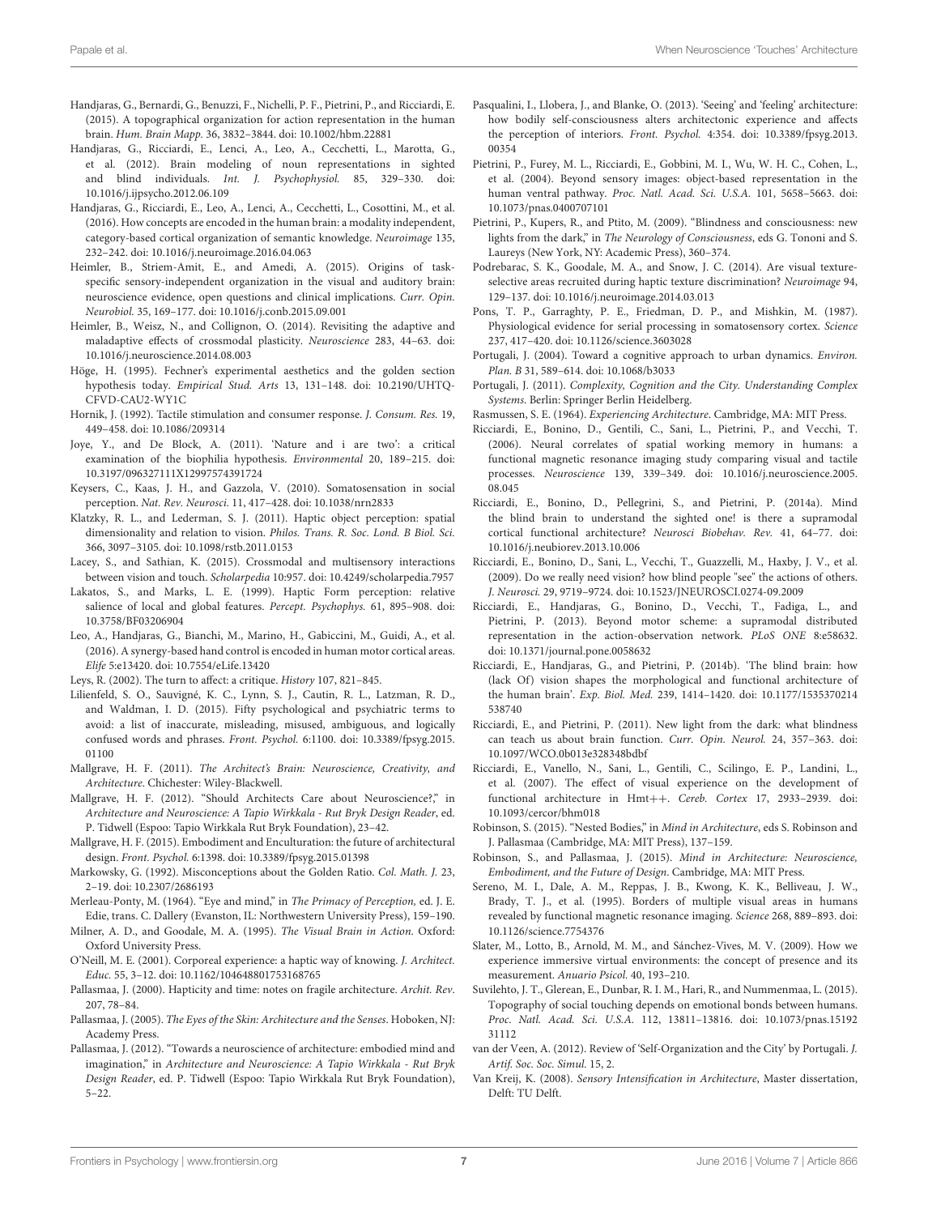Handjaras, G., Bernardi, G., Benuzzi, F., Nichelli, P. F., Pietrini, P., and Ricciardi, E. (2015). A topographical organization for action representation in the human brain. *Hum. Brain Mapp.* 36, 3832–3844. doi: 10.1002/hbm.22881

Handjaras, G., Ricciardi, E., Lenci, A., Leo, A., Cecchetti, L., Marotta, G., et al. (2012). Brain modeling of noun representations in sighted and blind individuals. *Int. J. Psychophysiol.* 85, 329–330. doi: 10.1016/j.ijpsycho.2012.06.109

Handjaras, G., Ricciardi, E., Leo, A., Lenci, A., Cecchetti, L., Cosottini, M., et al. (2016). How concepts are encoded in the human brain: a modality independent, category-based cortical organization of semantic knowledge. *Neuroimage* 135, 232–242. doi: 10.1016/j.neuroimage.2016.04.063

Heimler, B., Striem-Amit, E., and Amedi, A. (2015). Origins of task-specific sensory-independent organization in the visual and auditory brain: neuroscience evidence, open questions and clinical implications. *Curr. Opin. Neurobiol.* 35, 169–177. doi: 10.1016/j.conb.2015.09.001

Heimler, B., Weisz, N., and Collignon, O. (2014). Revisiting the adaptive and maladaptive effects of crossmodal plasticity. *Neuroscience* 283, 44–63. doi: 10.1016/j.neuroscience.2014.08.003

Höge, H. (1995). Fechner's experimental aesthetics and the golden section hypothesis today. *Empirical Stud. Arts* 13, 131–148. doi: 10.2190/UHTQ-CFVD-CAU2-WY1C

Hornik, J. (1992). Tactile stimulation and consumer response. *J. Consum. Res.* 19, 449–458. doi: 10.1086/209314

Joye, Y., and De Block, A. (2011). 'Nature and i are two': a critical examination of the biophilia hypothesis. *Environmental* 20, 189–215. doi: 10.3197/096327111X12997574391724

Keysers, C., Kaas, J. H., and Gazzola, V. (2010). Somatosensation in social perception. *Nat. Rev. Neurosci.* 11, 417–428. doi: 10.1038/nrn2833

Klatzky, R. L., and Lederman, S. J. (2011). Haptic object perception: spatial dimensionality and relation to vision. *Philos. Trans. R. Soc. Lond. B Biol. Sci.* 366, 3097–3105. doi: 10.1098/rstb.2011.0153

Lacey, S., and Sathian, K. (2015). Crossmodal and multisensory interactions between vision and touch. *Scholarpedia* 10:957. doi: 10.4249/scholarpedia.7957

Lakatos, S., and Marks, L. E. (1999). Haptic Form perception: relative salience of local and global features. *Percept. Psychophys.* 61, 895–908. doi: 10.3758/BF03206904

Leo, A., Handjaras, G., Bianchi, M., Marino, H., Gabiccini, M., Guidi, A., et al. (2016). A synergy-based hand control is encoded in human motor cortical areas. *Elife* 5:e13420. doi: 10.7554/eLife.13420

Leys, R. (2002). The turn to affect: a critique. *History* 107, 821–845.

Lilienfeld, S. O., Sauvigné, K. C., Lynn, S. J., Cautin, R. L., Latzman, R. D., and Waldman, I. D. (2015). Fifty psychological and psychiatric terms to avoid: a list of inaccurate, misleading, misused, ambiguous, and logically confused words and phrases. *Front. Psychol.* 6:1100. doi: 10.3389/fpsyg.2015.01100

Mallgrave, H. F. (2011). *The Architect's Brain: Neuroscience, Creativity, and Architecture*. Chichester: Wiley-Blackwell.

Mallgrave, H. F. (2012). "Should Architects Care about Neuroscience?," in *Architecture and Neuroscience: A Tapio Wirkkala - Rut Bryk Design Reader*, ed. P. Tidwell (Espoo: Tapio Wirkkala Rut Bryk Foundation), 23–42.

Mallgrave, H. F. (2015). Embodiment and Enculturation: the future of architectural design. *Front. Psychol.* 6:1398. doi: 10.3389/fpsyg.2015.01398

Markowsky, G. (1992). Misconceptions about the Golden Ratio. *Col. Math. J.* 23, 2–19. doi: 10.2307/2686193

Merleau-Ponty, M. (1964). "Eye and mind," in *The Primacy of Perception*, ed. J. E. Edie, trans. C. Dallery (Evanston, IL: Northwestern University Press), 159–190.

Milner, A. D., and Goodale, M. A. (1995). *The Visual Brain in Action*. Oxford: Oxford University Press.

O'Neill, M. E. (2001). Corporeal experience: a haptic way of knowing. *J. Architect. Educ.* 55, 3–12. doi: 10.1162/104648801753168765

Pallasmaa, J. (2000). Hapticity and time: notes on fragile architecture. *Archit. Rev.* 207, 78–84.

Pallasmaa, J. (2005). *The Eyes of the Skin: Architecture and the Senses*. Hoboken, NJ: Academy Press.

Pallasmaa, J. (2012). "Towards a neuroscience of architecture: embodied mind and imagination," in *Architecture and Neuroscience: A Tapio Wirkkala - Rut Bryk Design Reader*, ed. P. Tidwell (Espoo: Tapio Wirkkala Rut Bryk Foundation), 5–22.

Pasqualini, I., Llobera, J., and Blanke, O. (2013). 'Seeing' and 'feeling' architecture: how bodily self-consciousness alters architectonic experience and affects the perception of interiors. *Front. Psychol.* 4:354. doi: 10.3389/fpsyg.2013.00354

Pietrini, P., Furey, M. L., Ricciardi, E., Gobbini, M. I., Wu, W. H. C., Cohen, L., et al. (2004). Beyond sensory images: object-based representation in the human ventral pathway. *Proc. Natl. Acad. Sci. U.S.A.* 101, 5658–5663. doi: 10.1073/pnas.0400707101

Pietrini, P., Kupers, R., and Ptito, M. (2009). "Blindness and consciousness: new lights from the dark," in *The Neurology of Consciousness*, eds G. Tononi and S. Laureys (New York, NY: Academic Press), 360–374.

Podrebarac, S. K., Goodale, M. A., and Snow, J. C. (2014). Are visual texture-selective areas recruited during haptic texture discrimination? *Neuroimage* 94, 129–137. doi: 10.1016/j.neuroimage.2014.03.013

Pons, T. P., Garraghty, P. E., Friedman, D. P., and Mishkin, M. (1987). Physiological evidence for serial processing in somatosensory cortex. *Science* 237, 417–420. doi: 10.1126/science.3603028

Portugali, J. (2004). Toward a cognitive approach to urban dynamics. *Environ. Plan. B* 31, 589–614. doi: 10.1068/b3033

Portugali, J. (2011). *Complexity, Cognition and the City. Understanding Complex Systems*. Berlin: Springer Berlin Heidelberg.

Rasmussen, S. E. (1964). *Experiencing Architecture*. Cambridge, MA: MIT Press.

Ricciardi, E., Bonino, D., Gentili, C., Sani, L., Pietrini, P., and Vecchi, T. (2006). Neural correlates of spatial working memory in humans: a functional magnetic resonance imaging study comparing visual and tactile processes. *Neuroscience* 139, 339–349. doi: 10.1016/j.neuroscience.2005.08.045

Ricciardi, E., Bonino, D., Pellegrini, S., and Pietrini, P. (2014a). Mind the blind brain to understand the sighted one! is there a supramodal cortical functional architecture? *Neurosci Biobehav. Rev.* 41, 64–77. doi: 10.1016/j.neubiorev.2013.10.006

Ricciardi, E., Bonino, D., Sani, L., Vecchi, T., Guazzelli, M., Haxby, J. V., et al. (2009). Do we really need vision? how blind people "see" the actions of others. *J. Neurosci.* 29, 9719–9724. doi: 10.1523/JNEUROSCI.0274-09.2009

Ricciardi, E., Handjaras, G., Bonino, D., Vecchi, T., Fadiga, L., and Pietrini, P. (2013). Beyond motor scheme: a supramodal distributed representation in the action-observation network. *PLoS ONE* 8:e58632. doi: 10.1371/journal.pone.0058632

Ricciardi, E., Handjaras, G., and Pietrini, P. (2014b). 'The blind brain: how (lack Of) vision shapes the morphological and functional architecture of the human brain'. *Exp. Biol. Med.* 239, 1414–1420. doi: 10.1177/1535370214538740

Ricciardi, E., and Pietrini, P. (2011). New light from the dark: what blindness can teach us about brain function. *Curr. Opin. Neurol.* 24, 357–363. doi: 10.1097/WCO.0b013e328348bdbf

Ricciardi, E., Vanello, N., Sani, L., Gentili, C., Scilingo, E. P., Landini, L., et al. (2007). The effect of visual experience on the development of functional architecture in Hmt++. *Cereb. Cortex* 17, 2933–2939. doi: 10.1093/cercor/bhm018

Robinson, S. (2015). "Nested Bodies," in *Mind in Architecture*, eds S. Robinson and J. Pallasmaa (Cambridge, MA: MIT Press), 137–159.

Robinson, S., and Pallasmaa, J. (2015). *Mind in Architecture: Neuroscience, Embodiment, and the Future of Design*. Cambridge, MA: MIT Press.

Sereno, M. I., Dale, A. M., Reppas, J. B., Kwong, K. K., Belliveau, J. W., Brady, T. J., et al. (1995). Borders of multiple visual areas in humans revealed by functional magnetic resonance imaging. *Science* 268, 889–893. doi: 10.1126/science.7754376

Slater, M., Lotto, B., Arnold, M. M., and Sánchez-Vives, M. V. (2009). How we experience immersive virtual environments: the concept of presence and its measurement. *Anuario Psicol.* 40, 193–210.

Suvilehto, J. T., Glerean, E., Dunbar, R. I. M., Hari, R., and Nummenmaa, L. (2015). Topography of social touching depends on emotional bonds between humans. *Proc. Natl. Acad. Sci. U.S.A.* 112, 13811–13816. doi: 10.1073/pnas.1519231112

van der Veen, A. (2012). Review of 'Self-Organization and the City' by Portugali. *J. Artif. Soc. Soc. Simul.* 15, 2.

Van Kreij, K. (2008). *Sensory Intensification in Architecture*, Master dissertation, Delft: TU Delft.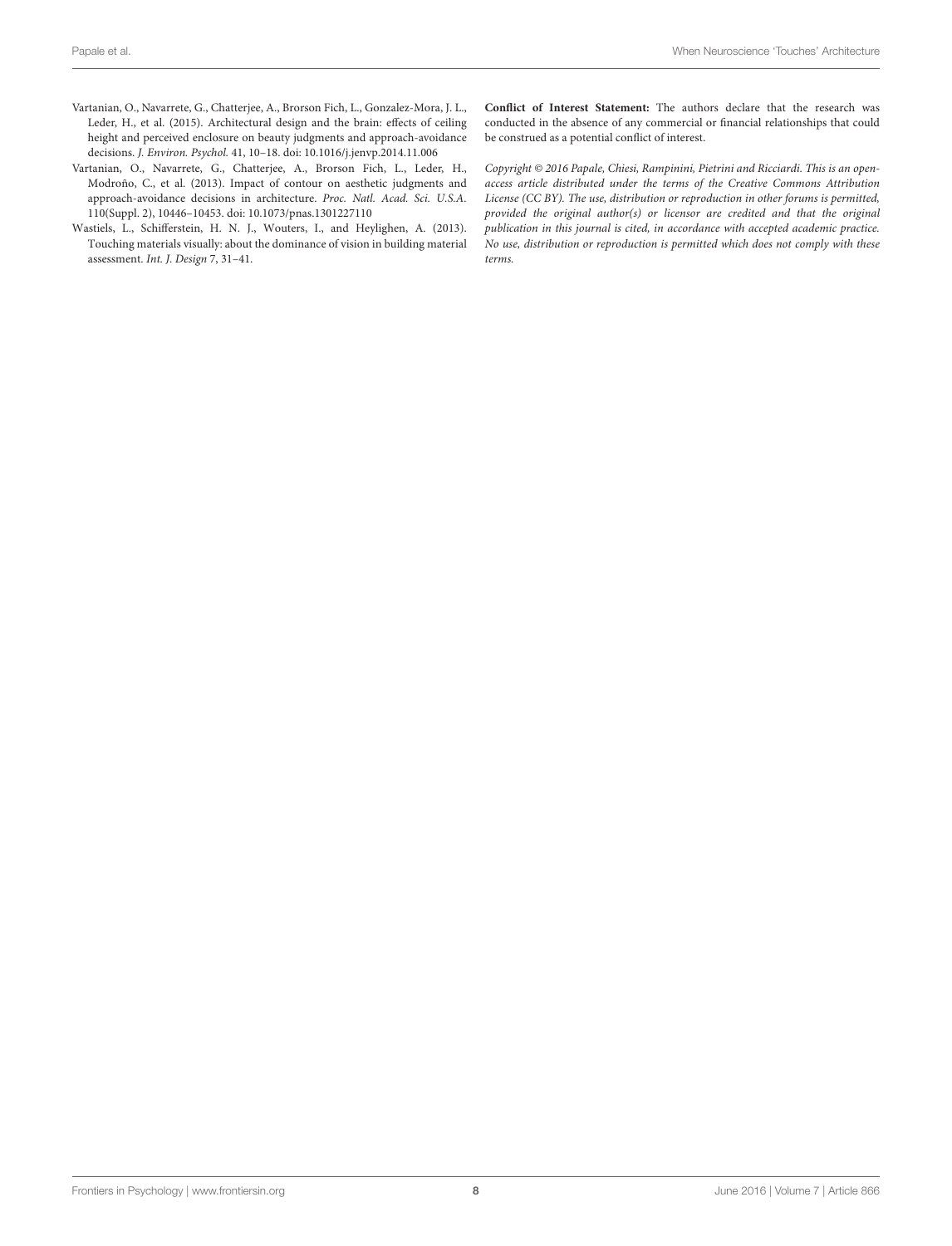Vartanian, O., Navarrete, G., Chatterjee, A., Brorson Fich, L., Gonzalez-Mora, J. L., Leder, H., et al. (2015). Architectural design and the brain: effects of ceiling height and perceived enclosure on beauty judgments and approach-avoidance decisions. *J. Environ. Psychol.* 41, 10–18. doi: 10.1016/j.jenvp.2014.11.006

Vartanian, O., Navarrete, G., Chatterjee, A., Brorson Fich, L., Leder, H., Modroño, C., et al. (2013). Impact of contour on aesthetic judgments and approach-avoidance decisions in architecture. *Proc. Natl. Acad. Sci. U.S.A.* 110(Suppl. 2), 10446–10453. doi: 10.1073/pnas.1301227110

Wastiels, L., Schifferstein, H. N. J., Wouters, I., and Heylighen, A. (2013). Touching materials visually: about the dominance of vision in building material assessment. *Int. J. Design* 7, 31–41.

**Conflict of Interest Statement:** The authors declare that the research was conducted in the absence of any commercial or financial relationships that could be construed as a potential conflict of interest.

*Copyright © 2016 Papale, Chiesi, Rampinini, Pietrini and Ricciardi. This is an open-access article distributed under the terms of the Creative Commons Attribution License (CC BY). The use, distribution or reproduction in other forums is permitted, provided the original author(s) or licensor are credited and that the original publication in this journal is cited, in accordance with accepted academic practice. No use, distribution or reproduction is permitted which does not comply with these terms.*